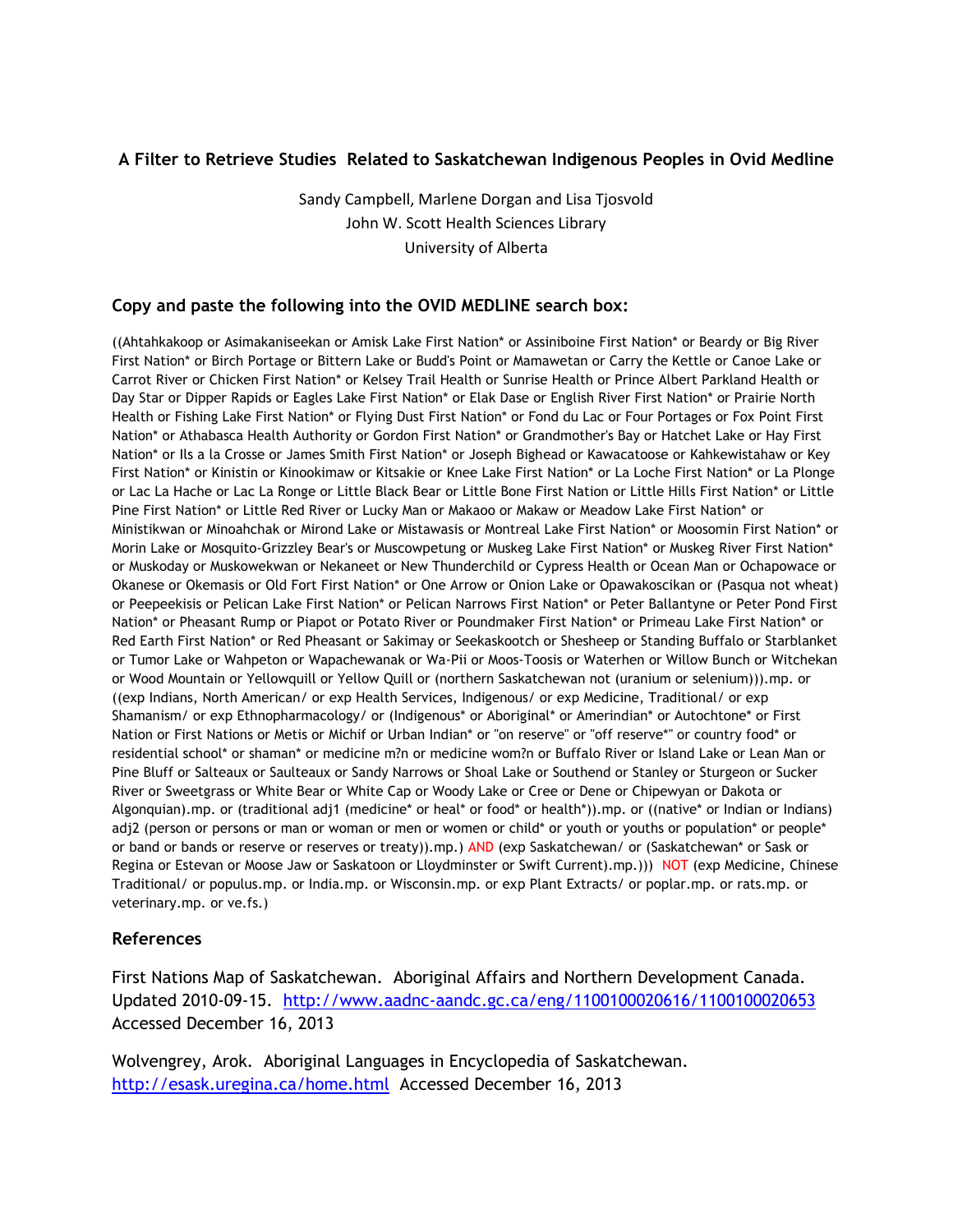## A Filter to Retrieve Studies Related to Saskatchewan Indigenous Peoples in Ovid Medline

Sandy Campbell, Marlene Dorgan and Lisa Tjosvold
John W. Scott Health Sciences Library
University of Alberta

### Copy and paste the following into the OVID MEDLINE search box:

((Ahtahkakoop or Asimakaniseekan or Amisk Lake First Nation* or Assiniboine First Nation* or Beardy or Big River First Nation* or Birch Portage or Bittern Lake or Budd's Point or Mamawetan or Carry the Kettle or Canoe Lake or Carrot River or Chicken First Nation* or Kelsey Trail Health or Sunrise Health or Prince Albert Parkland Health or Day Star or Dipper Rapids or Eagles Lake First Nation* or Elak Dase or English River First Nation* or Prairie North Health or Fishing Lake First Nation* or Flying Dust First Nation* or Fond du Lac or Four Portages or Fox Point First Nation* or Athabasca Health Authority or Gordon First Nation* or Grandmother's Bay or Hatchet Lake or Hay First Nation* or Ils a la Crosse or James Smith First Nation* or Joseph Bighead or Kawacatoose or Kahkewistahaw or Key First Nation* or Kinistin or Kinookimaw or Kitsakie or Knee Lake First Nation* or La Loche First Nation* or La Plonge or Lac La Hache or Lac La Ronge or Little Black Bear or Little Bone First Nation or Little Hills First Nation* or Little Pine First Nation* or Little Red River or Lucky Man or Makaoo or Makaw or Meadow Lake First Nation* or Ministikwan or Minoahchak or Mirond Lake or Mistawasis or Montreal Lake First Nation* or Moosomin First Nation* or Morin Lake or Mosquito-Grizzley Bear's or Muscowpetung or Muskeg Lake First Nation* or Muskeg River First Nation* or Muskoday or Muskowekwan or Nekaneet or New Thunderchild or Cypress Health or Ocean Man or Ochapowace or Okanese or Okemasis or Old Fort First Nation* or One Arrow or Onion Lake or Opawakoscikan or (Pasqua not wheat) or Peepeekisis or Pelican Lake First Nation* or Pelican Narrows First Nation* or Peter Ballantyne or Peter Pond First Nation* or Pheasant Rump or Piapot or Potato River or Poundmaker First Nation* or Primeau Lake First Nation* or Red Earth First Nation* or Red Pheasant or Sakimay or Seekaskootch or Shesheep or Standing Buffalo or Starblanket or Tumor Lake or Wahpeton or Wapachewanak or Wa-Pii or Moos-Toosis or Waterhen or Willow Bunch or Witchekan or Wood Mountain or Yellowquill or Yellow Quill or (northern Saskatchewan not (uranium or selenium))).mp. or ((exp Indians, North American/ or exp Health Services, Indigenous/ or exp Medicine, Traditional/ or exp Shamanism/ or exp Ethnopharmacology/ or (Indigenous* or Aboriginal* or Amerindian* or Autochtone* or First Nation or First Nations or Metis or Michif or Urban Indian* or "on reserve" or "off reserve*" or country food* or residential school* or shaman* or medicine m?n or medicine wom?n or Buffalo River or Island Lake or Lean Man or Pine Bluff or Salteaux or Saulteaux or Sandy Narrows or Shoal Lake or Southend or Stanley or Sturgeon or Sucker River or Sweetgrass or White Bear or White Cap or Woody Lake or Cree or Dene or Chipewyan or Dakota or Algonquian).mp. or (traditional adj1 (medicine* or heal* or food* or health*)).mp. or ((native* or Indian or Indians) adj2 (person or persons or man or woman or men or women or child* or youth or youths or population* or people* or band or bands or reserve or reserves or treaty)).mp.) AND (exp Saskatchewan/ or (Saskatchewan* or Sask or Regina or Estevan or Moose Jaw or Saskatoon or Lloydminster or Swift Current).mp.))) NOT (exp Medicine, Chinese Traditional/ or populus.mp. or India.mp. or Wisconsin.mp. or exp Plant Extracts/ or poplar.mp. or rats.mp. or veterinary.mp. or ve.fs.)

### References

First Nations Map of Saskatchewan. Aboriginal Affairs and Northern Development Canada. Updated 2010-09-15. http://www.aadnc-aandc.gc.ca/eng/1100100020616/1100100020653 Accessed December 16, 2013

Wolvengrey, Arok. Aboriginal Languages in Encyclopedia of Saskatchewan. http://esask.uregina.ca/home.html Accessed December 16, 2013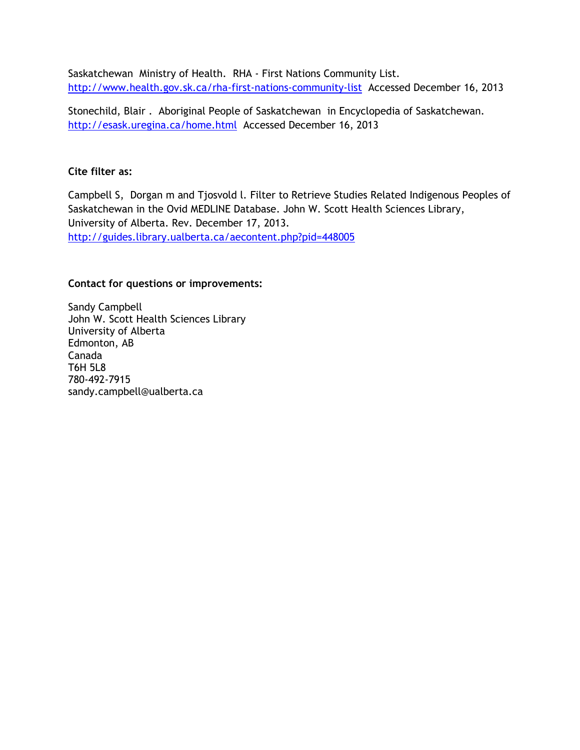Saskatchewan Ministry of Health. RHA - First Nations Community List. http://www.health.gov.sk.ca/rha-first-nations-community-list Accessed December 16, 2013

Stonechild, Blair . Aboriginal People of Saskatchewan in Encyclopedia of Saskatchewan. http://esask.uregina.ca/home.html Accessed December 16, 2013

**Cite filter as:**

Campbell S, Dorgan m and Tjosvold l. Filter to Retrieve Studies Related Indigenous Peoples of Saskatchewan in the Ovid MEDLINE Database. John W. Scott Health Sciences Library, University of Alberta. Rev. December 17, 2013. http://guides.library.ualberta.ca/aecontent.php?pid=448005

**Contact for questions or improvements:**

Sandy Campbell  
John W. Scott Health Sciences Library  
University of Alberta  
Edmonton, AB  
Canada  
T6H 5L8  
780-492-7915  
sandy.campbell@ualberta.ca